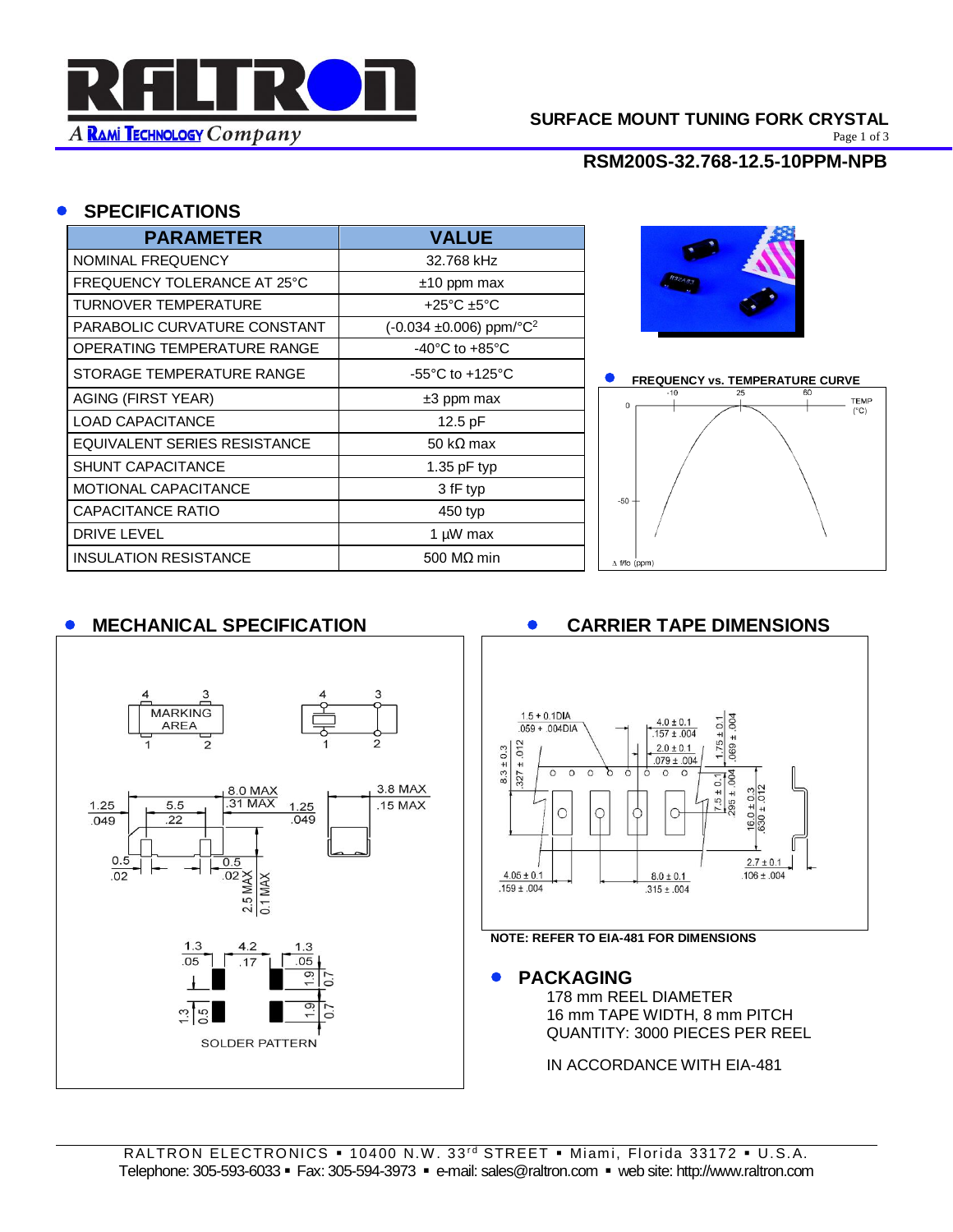# SURFACE MOUNT TUNING FORK CRYSTAL

## RSM200S-32.768-12.5-10PPM-NPB

## SPECIFICATIONS

| PARAMETER | VALUE |
|---|---|
| NOMINAL FREQUENCY | 32.768 kHz |
| FREQUENCY TOLERANCE AT 25°C | ±10 ppm max |
| TURNOVER TEMPERATURE | +25°C ±5°C |
| PARABOLIC CURVATURE CONSTANT | (-0.034 ±0.006) ppm/°C$^2$ |
| OPERATING TEMPERATURE RANGE | -40°C to +85°C |
| STORAGE TEMPERATURE RANGE | -55°C to +125°C |
| AGING (FIRST YEAR) | ±3 ppm max |
| LOAD CAPACITANCE | 12.5 pF |
| EQUIVALENT SERIES RESISTANCE | 50 kΩ max |
| SHUNT CAPACITANCE | 1.35 pF typ |
| MOTIONAL CAPACITANCE | 3 fF typ |
| CAPACITANCE RATIO | 450 typ |
| DRIVE LEVEL | 1 µW max |
| INSULATION RESISTANCE | 500 MΩ min |

## FREQUENCY vs. TEMPERATURE CURVE

## MECHANICAL SPECIFICATION

## CARRIER TAPE DIMENSIONS

NOTE: REFER TO EIA-481 FOR DIMENSIONS

## PACKAGING

178 mm REEL DIAMETER
16 mm TAPE WIDTH, 8 mm PITCH
QUANTITY: 3000 PIECES PER REEL

IN ACCORDANCE WITH EIA-481

RALTRON ELECTRONICS ▪ 10400 N.W. 33rd STREET ▪ Miami, Florida 33172 ▪ U.S.A.
Telephone: 305-593-6033 ▪ Fax: 305-594-3973 ▪ e-mail: sales@raltron.com ▪ web site: http://www.raltron.com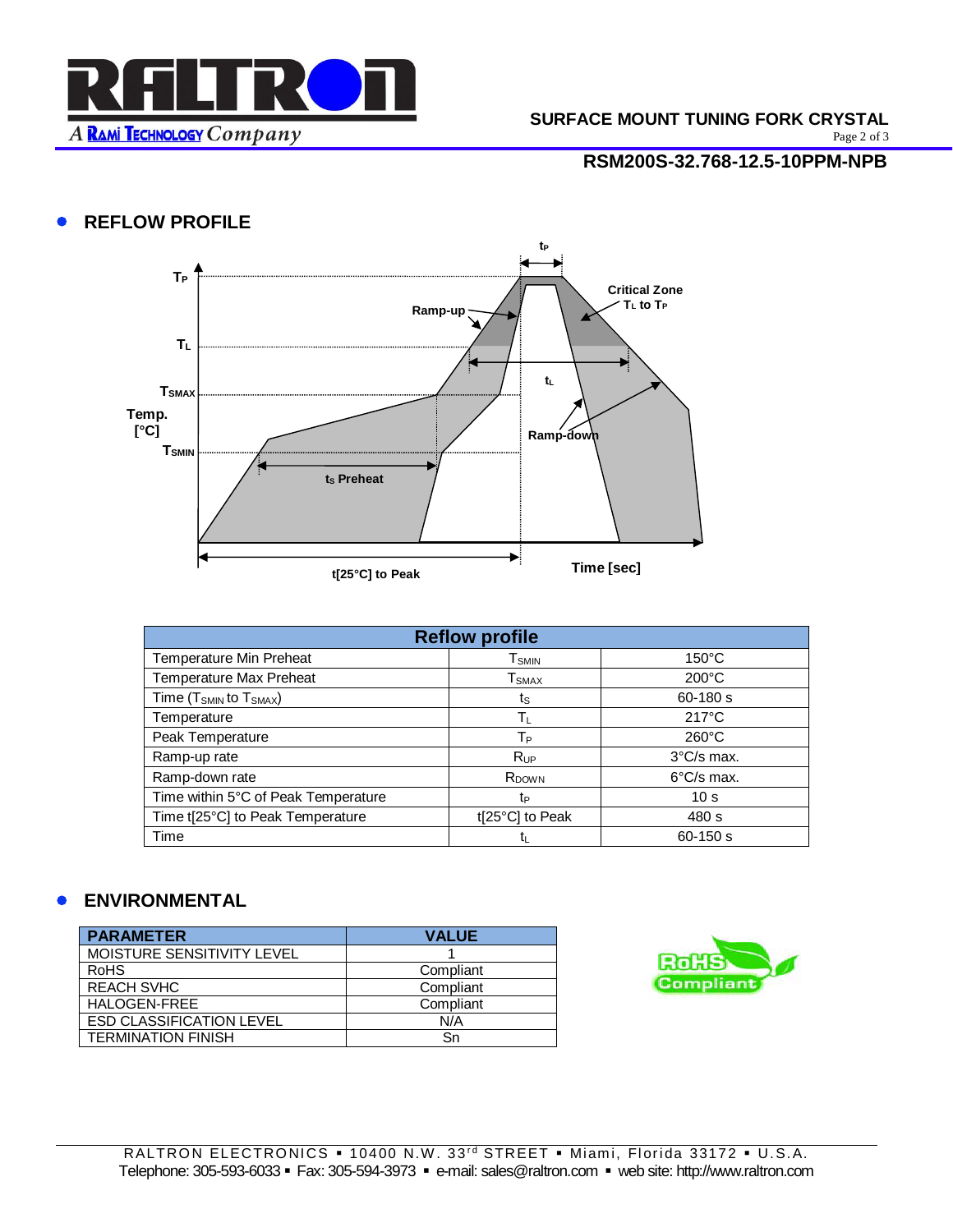## REFLOW PROFILE

| Reflow profile | | |
|---|---|---|
| Temperature Min Preheat | $T_{SMIN}$ | 150°C |
| Temperature Max Preheat | $T_{SMAX}$ | 200°C |
| Time ($T_{SMIN}$ to $T_{SMAX}$) | $t_S$ | 60-180 s |
| Temperature | $T_L$ | 217°C |
| Peak Temperature | $T_P$ | 260°C |
| Ramp-up rate | $R_{UP}$ | 3°C/s max. |
| Ramp-down rate | $R_{DOWN}$ | 6°C/s max. |
| Time within 5°C of Peak Temperature | $t_P$ | 10 s |
| Time t[25°C] to Peak Temperature | t[25°C] to Peak | 480 s |
| Time | $t_L$ | 60-150 s |

## ENVIRONMENTAL

| PARAMETER | VALUE |
|---|---|
| MOISTURE SENSITIVITY LEVEL | 1 |
| RoHS | Compliant |
| REACH SVHC | Compliant |
| HALOGEN-FREE | Compliant |
| ESD CLASSIFICATION LEVEL | N/A |
| TERMINATION FINISH | Sn |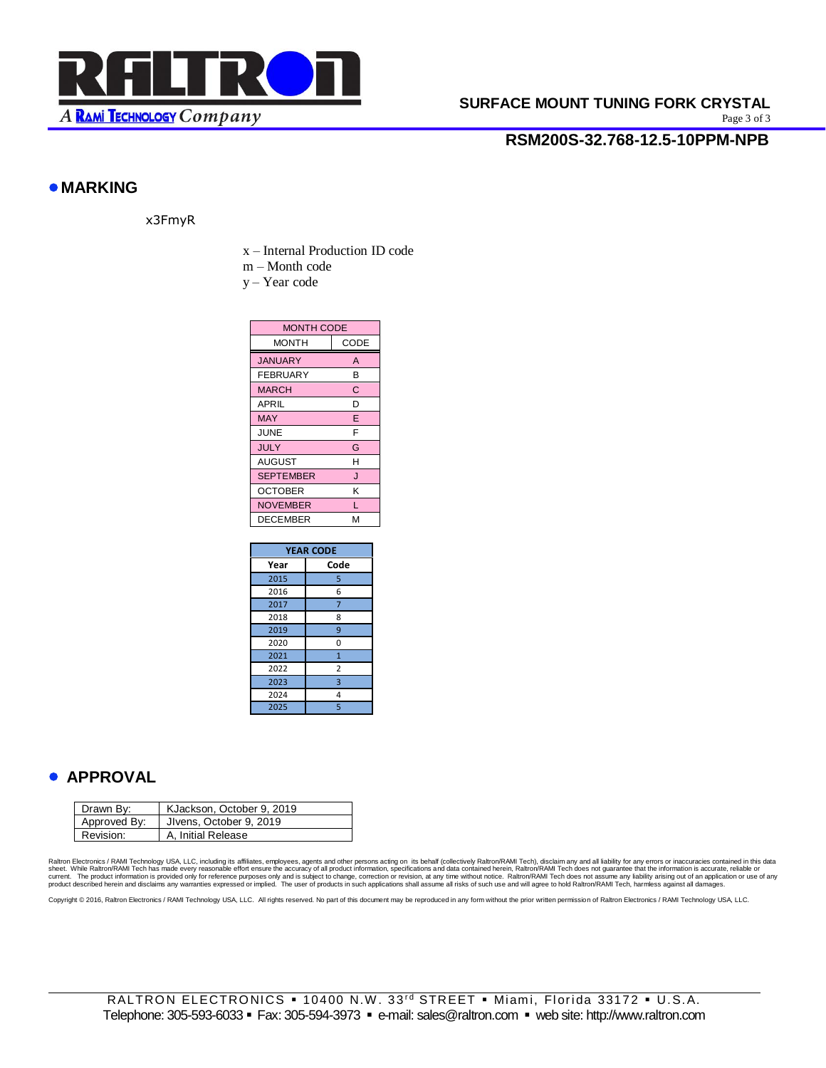## MARKING

x3FmyR

x – Internal Production ID code
m – Month code
y – Year code

| MONTH CODE | |
| --- | --- |
| MONTH | CODE |
| JANUARY | A |
| FEBRUARY | B |
| MARCH | C |
| APRIL | D |
| MAY | E |
| JUNE | F |
| JULY | G |
| AUGUST | H |
| SEPTEMBER | J |
| OCTOBER | K |
| NOVEMBER | L |
| DECEMBER | M |

| YEAR CODE | |
| --- | --- |
| **Year** | **Code** |
| 2015 | 5 |
| 2016 | 6 |
| 2017 | 7 |
| 2018 | 8 |
| 2019 | 9 |
| 2020 | 0 |
| 2021 | 1 |
| 2022 | 2 |
| 2023 | 3 |
| 2024 | 4 |
| 2025 | 5 |

## APPROVAL

| | |
| --- | --- |
| Drawn By: | KJackson, October 9, 2019 |
| Approved By: | JIvens, October 9, 2019 |
| Revision: | A, Initial Release |

Raltron Electronics / RAMI Technology USA, LLC, including its affiliates, employees, agents and other persons acting on its behalf (collectively Raltron/RAMI Tech), disclaim any and all liability for any errors or inaccuracies contained in this data sheet. While Raltron/RAMI Tech has made every reasonable effort ensure the accuracy of all product information, specifications and data contained herein, Raltron/RAMI Tech does not guarantee that the information is accurate, reliable or current. The product information is provided only for reference purposes only and is subject to change, correction or revision, at any time without notice. Raltron/RAMI Tech does not assume any liability arising out of an application or use of any product described herein and disclaims any warranties expressed or implied. The user of products in such applications shall assume all risks of such use and will agree to hold Raltron/RAMI Tech, harmless against all damages.

Copyright © 2016, Raltron Electronics / RAMI Technology USA, LLC. All rights reserved. No part of this document may be reproduced in any form without the prior written permission of Raltron Electronics / RAMI Technology USA, LLC.